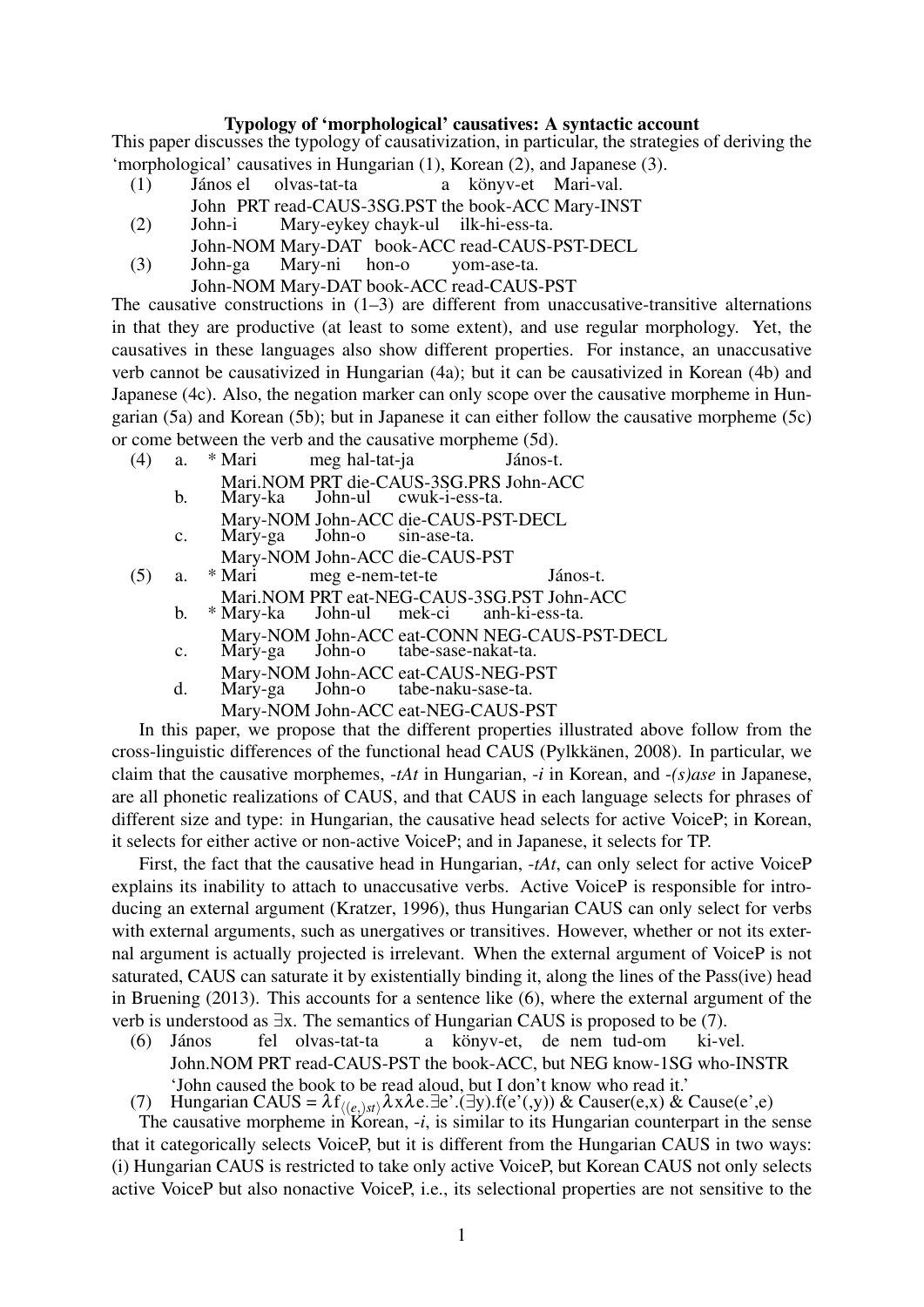**Typology of 'morphological' causatives: A syntactic account**

This paper discusses the typology of causativization, in particular, the strategies of deriving the 'morphological' causatives in Hungarian (1), Korean (2), and Japanese (3).

(1) János el olvas-tat-ta a könyv-et Mari-val.
John PRT read-CAUS-3SG.PST the book-ACC Mary-INST

(2) John-i Mary-eykey chayk-ul ilk-hi-ess-ta.
John-NOM Mary-DAT book-ACC read-CAUS-PST-DECL

(3) John-ga Mary-ni hon-o yom-ase-ta.
John-NOM Mary-DAT book-ACC read-CAUS-PST

The causative constructions in (1–3) are different from unaccusative-transitive alternations in that they are productive (at least to some extent), and use regular morphology. Yet, the causatives in these languages also show different properties. For instance, an unaccusative verb cannot be causativized in Hungarian (4a); but it can be causativized in Korean (4b) and Japanese (4c). Also, the negation marker can only scope over the causative morpheme in Hungarian (5a) and Korean (5b); but in Japanese it can either follow the causative morpheme (5c) or come between the verb and the causative morpheme (5d).

(4) a. * Mari meg hal-tat-ja János-t.
Mari.NOM PRT die-CAUS-3SG.PRS John-ACC

b. Mary-ka John-ul cwuk-i-ess-ta.
Mary-NOM John-ACC die-CAUS-PST-DECL

c. Mary-ga John-o sin-ase-ta.
Mary-NOM John-ACC die-CAUS-PST

(5) a. * Mari meg e-nem-tet-te János-t.
Mari.NOM PRT eat-NEG-CAUS-3SG.PST John-ACC

b. * Mary-ka John-ul mek-ci anh-ki-ess-ta.
Mary-NOM John-ACC eat-CONN NEG-CAUS-PST-DECL

c. Mary-ga John-o tabe-sase-nakat-ta.
Mary-NOM John-ACC eat-CAUS-NEG-PST

d. Mary-ga John-o tabe-naku-sase-ta.
Mary-NOM John-ACC eat-NEG-CAUS-PST

In this paper, we propose that the different properties illustrated above follow from the cross-linguistic differences of the functional head CAUS (Pylkkänen, 2008). In particular, we claim that the causative morphemes, *-tAt* in Hungarian, *-i* in Korean, and *-(s)ase* in Japanese, are all phonetic realizations of CAUS, and that CAUS in each language selects for phrases of different size and type: in Hungarian, the causative head selects for active VoiceP; in Korean, it selects for either active or non-active VoiceP; and in Japanese, it selects for TP.

First, the fact that the causative head in Hungarian, *-tAt*, can only select for active VoiceP explains its inability to attach to unaccusative verbs. Active VoiceP is responsible for introducing an external argument (Kratzer, 1996), thus Hungarian CAUS can only select for verbs with external arguments, such as unergatives or transitives. However, whether or not its external argument is actually projected is irrelevant. When the external argument of VoiceP is not saturated, CAUS can saturate it by existentially binding it, along the lines of the Pass(ive) head in Bruening (2013). This accounts for a sentence like (6), where the external argument of the verb is understood as ∃x. The semantics of Hungarian CAUS is proposed to be (7).

(6) János fel olvas-tat-ta a könyv-et, de nem tud-om ki-vel.
John.NOM PRT read-CAUS-PST the book-ACC, but NEG know-1SG who-INSTR
'John caused the book to be read aloud, but I don't know who read it.'

(7) Hungarian CAUS = $\lambda f_{\langle\langle e,\rangle st\rangle}\lambda x \lambda e.\exists e'.(\exists y).f(e'(,y))$ & Causer(e,x) & Cause(e',e)

The causative morpheme in Korean, *-i*, is similar to its Hungarian counterpart in the sense that it categorically selects VoiceP, but it is different from the Hungarian CAUS in two ways: (i) Hungarian CAUS is restricted to take only active VoiceP, but Korean CAUS not only selects active VoiceP but also nonactive VoiceP, i.e., its selectional properties are not sensitive to the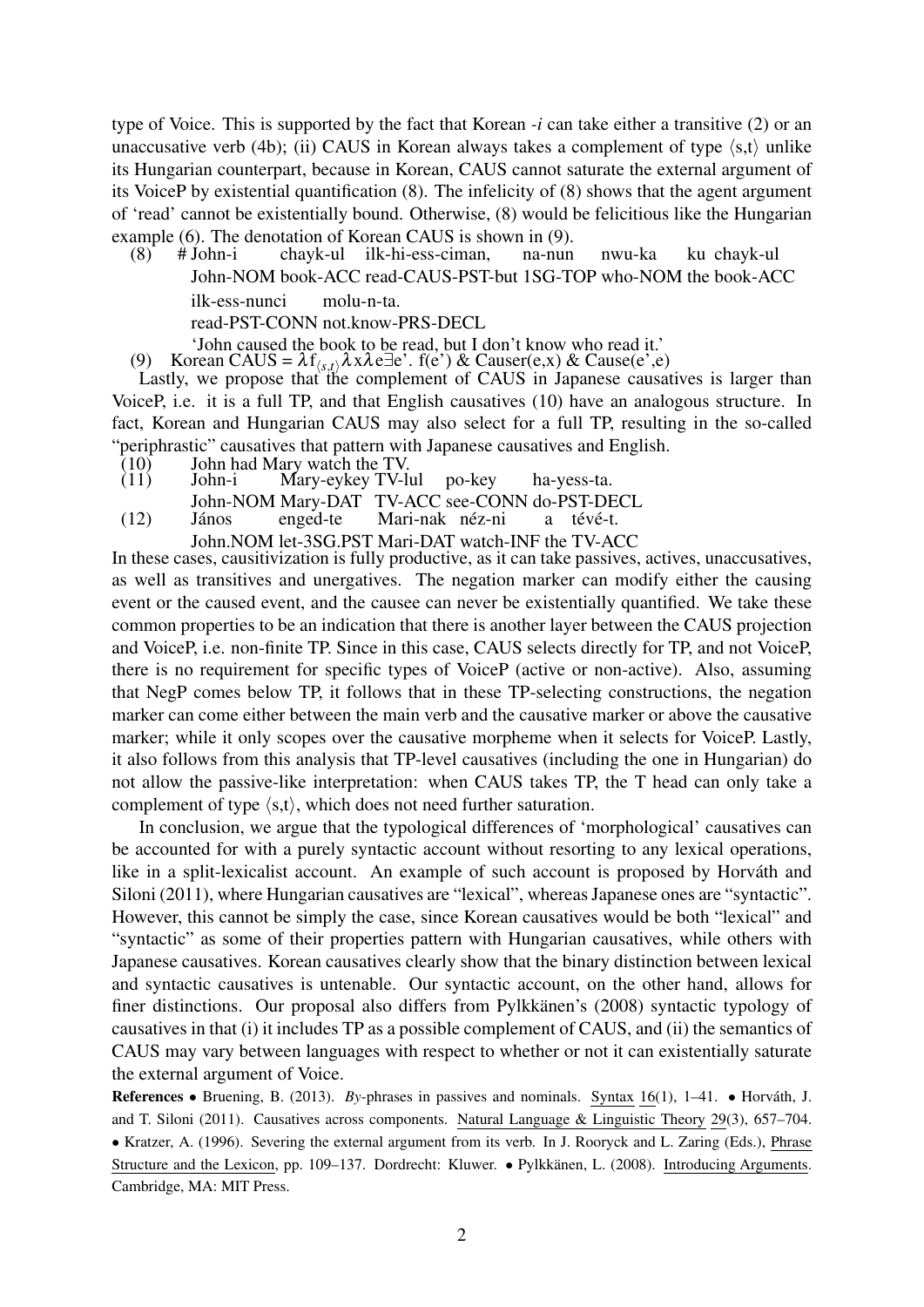type of Voice. This is supported by the fact that Korean *-i* can take either a transitive (2) or an unaccusative verb (4b); (ii) CAUS in Korean always takes a complement of type ⟨s,t⟩ unlike its Hungarian counterpart, because in Korean, CAUS cannot saturate the external argument of its VoiceP by existential quantification (8). The infelicity of (8) shows that the agent argument of 'read' cannot be existentially bound. Otherwise, (8) would be felicitious like the Hungarian example (6). The denotation of Korean CAUS is shown in (9).

(8) # John-i chayk-ul ilk-hi-ess-ciman, na-nun nwu-ka ku chayk-ul
John-NOM book-ACC read-CAUS-PST-but 1SG-TOP who-NOM the book-ACC
ilk-ess-nunci molu-n-ta.
read-PST-CONN not.know-PRS-DECL
'John caused the book to be read, but I don't know who read it.'

(9) Korean CAUS = $\lambda f_{\langle s,t \rangle} \lambda x \lambda e \exists e'$. f(e') & Causer(e,x) & Cause(e',e)

Lastly, we propose that the complement of CAUS in Japanese causatives is larger than VoiceP, i.e. it is a full TP, and that English causatives (10) have an analogous structure. In fact, Korean and Hungarian CAUS may also select for a full TP, resulting in the so-called "periphrastic" causatives that pattern with Japanese causatives and English.

(10) John had Mary watch the TV.

(11) John-i Mary-eykey TV-lul po-key ha-yess-ta.
John-NOM Mary-DAT TV-ACC see-CONN do-PST-DECL

(12) János enged-te Mari-nak néz-ni a tévé-t.
John.NOM let-3SG.PST Mari-DAT watch-INF the TV-ACC

In these cases, causitivization is fully productive, as it can take passives, actives, unaccusatives, as well as transitives and unergatives. The negation marker can modify either the causing event or the caused event, and the causee can never be existentially quantified. We take these common properties to be an indication that there is another layer between the CAUS projection and VoiceP, i.e. non-finite TP. Since in this case, CAUS selects directly for TP, and not VoiceP, there is no requirement for specific types of VoiceP (active or non-active). Also, assuming that NegP comes below TP, it follows that in these TP-selecting constructions, the negation marker can come either between the main verb and the causative marker or above the causative marker; while it only scopes over the causative morpheme when it selects for VoiceP. Lastly, it also follows from this analysis that TP-level causatives (including the one in Hungarian) do not allow the passive-like interpretation: when CAUS takes TP, the T head can only take a complement of type ⟨s,t⟩, which does not need further saturation.

In conclusion, we argue that the typological differences of 'morphological' causatives can be accounted for with a purely syntactic account without resorting to any lexical operations, like in a split-lexicalist account. An example of such account is proposed by Horváth and Siloni (2011), where Hungarian causatives are "lexical", whereas Japanese ones are "syntactic". However, this cannot be simply the case, since Korean causatives would be both "lexical" and "syntactic" as some of their properties pattern with Hungarian causatives, while others with Japanese causatives. Korean causatives clearly show that the binary distinction between lexical and syntactic causatives is untenable. Our syntactic account, on the other hand, allows for finer distinctions. Our proposal also differs from Pylkkänen's (2008) syntactic typology of causatives in that (i) it includes TP as a possible complement of CAUS, and (ii) the semantics of CAUS may vary between languages with respect to whether or not it can existentially saturate the external argument of Voice.

**References** • Bruening, B. (2013). *By*-phrases in passives and nominals. Syntax 16(1), 1–41. • Horváth, J. and T. Siloni (2011). Causatives across components. Natural Language & Linguistic Theory 29(3), 657–704. • Kratzer, A. (1996). Severing the external argument from its verb. In J. Rooryck and L. Zaring (Eds.), Phrase Structure and the Lexicon, pp. 109–137. Dordrecht: Kluwer. • Pylkkänen, L. (2008). Introducing Arguments. Cambridge, MA: MIT Press.